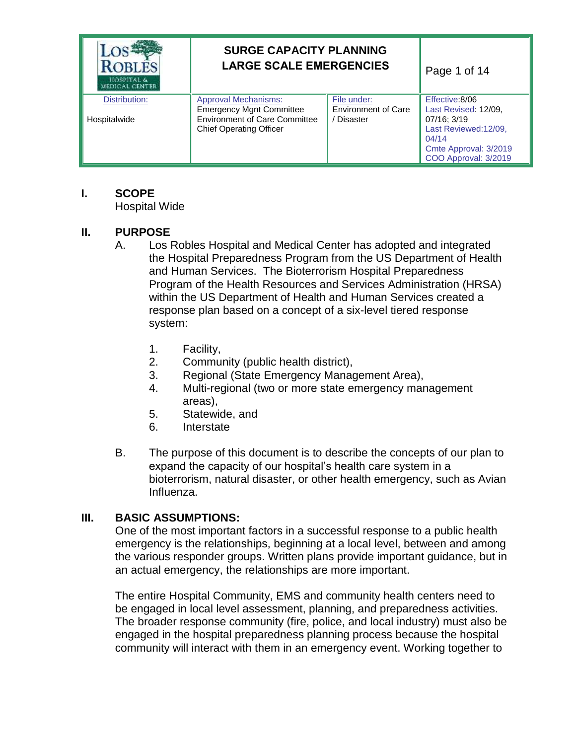| Los Robles Hospital & Medical Center | SURGE CAPACITY PLANNING LARGE SCALE EMERGENCIES | | |
|---|---|---|---|
| Distribution:<br><br>Hospitalwide | Approval Mechanisms:<br>Emergency Mgnt Committee<br>Environment of Care Committee<br>Chief Operating Officer | File under:<br>Environment of Care / Disaster | Effective:8/06<br>Last Revised: 12/09, 07/16; 3/19<br>Last Reviewed:12/09, 04/14<br>Cmte Approval: 3/2019<br>COO Approval: 3/2019 |

## I. SCOPE

Hospital Wide

## II. PURPOSE

A. Los Robles Hospital and Medical Center has adopted and integrated the Hospital Preparedness Program from the US Department of Health and Human Services. The Bioterrorism Hospital Preparedness Program of the Health Resources and Services Administration (HRSA) within the US Department of Health and Human Services created a response plan based on a concept of a six-level tiered response system:

1. Facility,
2. Community (public health district),
3. Regional (State Emergency Management Area),
4. Multi-regional (two or more state emergency management areas),
5. Statewide, and
6. Interstate

B. The purpose of this document is to describe the concepts of our plan to expand the capacity of our hospital's health care system in a bioterrorism, natural disaster, or other health emergency, such as Avian Influenza.

## III. BASIC ASSUMPTIONS:

One of the most important factors in a successful response to a public health emergency is the relationships, beginning at a local level, between and among the various responder groups. Written plans provide important guidance, but in an actual emergency, the relationships are more important.

The entire Hospital Community, EMS and community health centers need to be engaged in local level assessment, planning, and preparedness activities. The broader response community (fire, police, and local industry) must also be engaged in the hospital preparedness planning process because the hospital community will interact with them in an emergency event. Working together to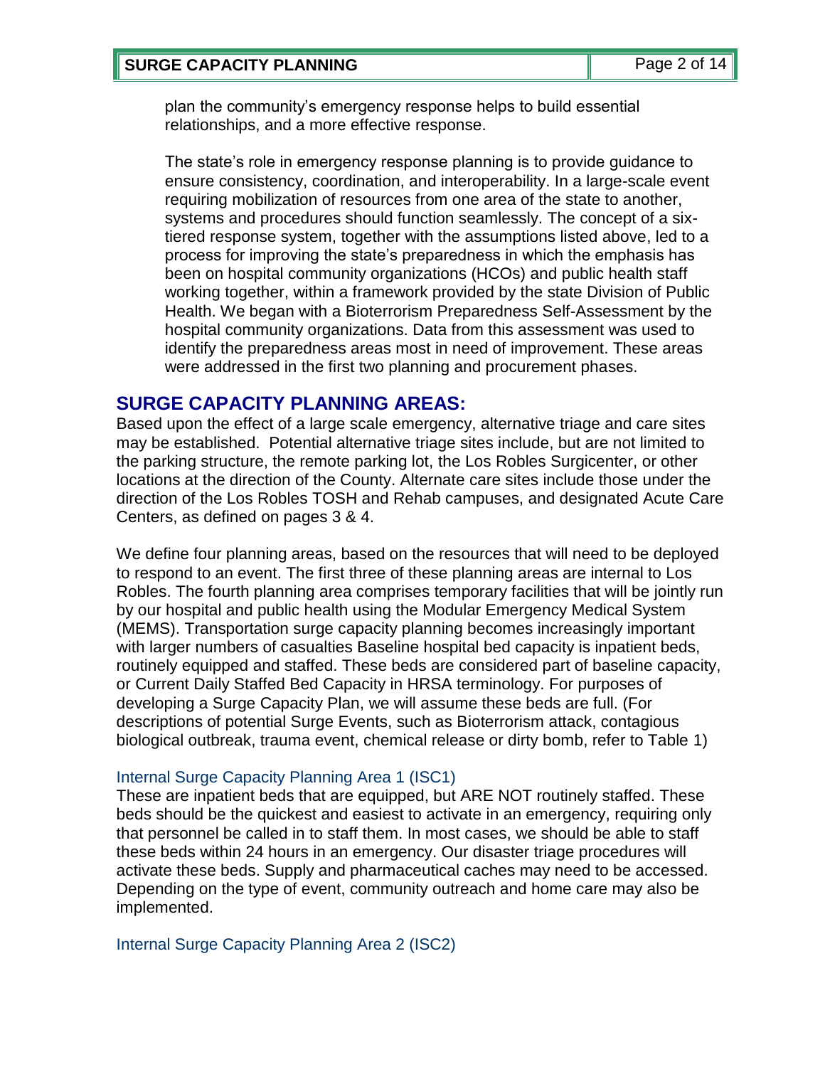plan the community's emergency response helps to build essential relationships, and a more effective response.

The state's role in emergency response planning is to provide guidance to ensure consistency, coordination, and interoperability. In a large-scale event requiring mobilization of resources from one area of the state to another, systems and procedures should function seamlessly. The concept of a six-tiered response system, together with the assumptions listed above, led to a process for improving the state's preparedness in which the emphasis has been on hospital community organizations (HCOs) and public health staff working together, within a framework provided by the state Division of Public Health. We began with a Bioterrorism Preparedness Self-Assessment by the hospital community organizations. Data from this assessment was used to identify the preparedness areas most in need of improvement. These areas were addressed in the first two planning and procurement phases.

## SURGE CAPACITY PLANNING AREAS:

Based upon the effect of a large scale emergency, alternative triage and care sites may be established. Potential alternative triage sites include, but are not limited to the parking structure, the remote parking lot, the Los Robles Surgicenter, or other locations at the direction of the County. Alternate care sites include those under the direction of the Los Robles TOSH and Rehab campuses, and designated Acute Care Centers, as defined on pages 3 & 4.

We define four planning areas, based on the resources that will need to be deployed to respond to an event. The first three of these planning areas are internal to Los Robles. The fourth planning area comprises temporary facilities that will be jointly run by our hospital and public health using the Modular Emergency Medical System (MEMS). Transportation surge capacity planning becomes increasingly important with larger numbers of casualties Baseline hospital bed capacity is inpatient beds, routinely equipped and staffed. These beds are considered part of baseline capacity, or Current Daily Staffed Bed Capacity in HRSA terminology. For purposes of developing a Surge Capacity Plan, we will assume these beds are full. (For descriptions of potential Surge Events, such as Bioterrorism attack, contagious biological outbreak, trauma event, chemical release or dirty bomb, refer to Table 1)

### Internal Surge Capacity Planning Area 1 (ISC1)

These are inpatient beds that are equipped, but ARE NOT routinely staffed. These beds should be the quickest and easiest to activate in an emergency, requiring only that personnel be called in to staff them. In most cases, we should be able to staff these beds within 24 hours in an emergency. Our disaster triage procedures will activate these beds. Supply and pharmaceutical caches may need to be accessed. Depending on the type of event, community outreach and home care may also be implemented.

### Internal Surge Capacity Planning Area 2 (ISC2)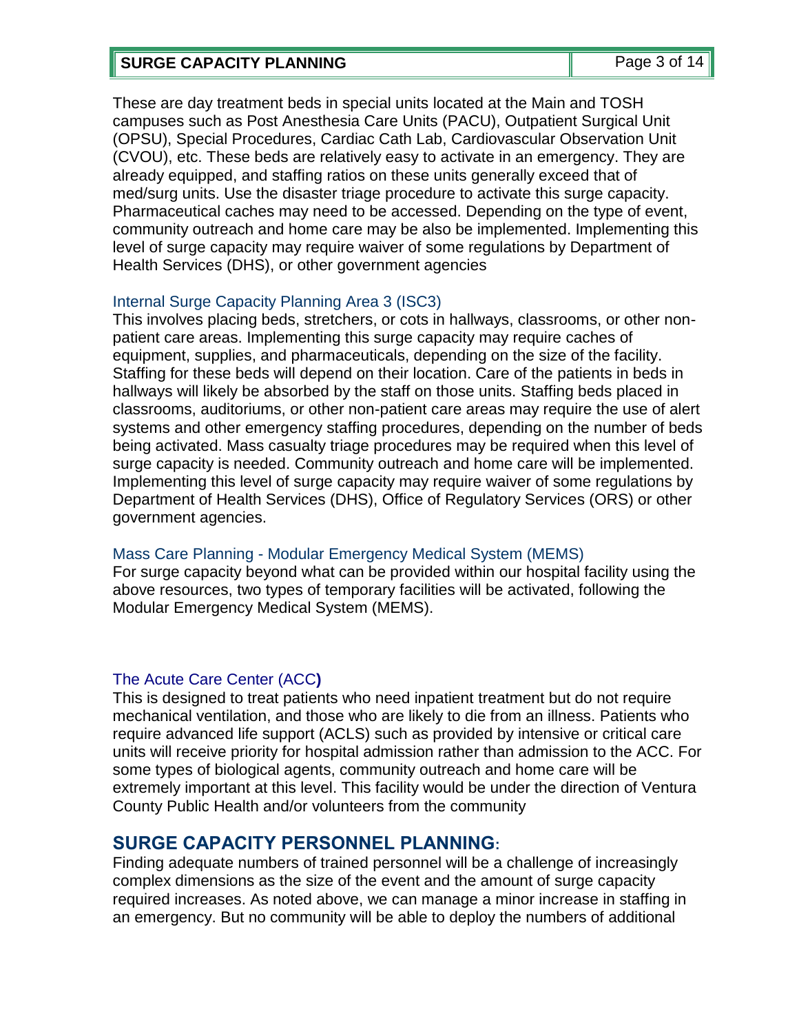These are day treatment beds in special units located at the Main and TOSH campuses such as Post Anesthesia Care Units (PACU), Outpatient Surgical Unit (OPSU), Special Procedures, Cardiac Cath Lab, Cardiovascular Observation Unit (CVOU), etc. These beds are relatively easy to activate in an emergency. They are already equipped, and staffing ratios on these units generally exceed that of med/surg units. Use the disaster triage procedure to activate this surge capacity. Pharmaceutical caches may need to be accessed. Depending on the type of event, community outreach and home care may be also be implemented. Implementing this level of surge capacity may require waiver of some regulations by Department of Health Services (DHS), or other government agencies

### Internal Surge Capacity Planning Area 3 (ISC3)

This involves placing beds, stretchers, or cots in hallways, classrooms, or other non-patient care areas. Implementing this surge capacity may require caches of equipment, supplies, and pharmaceuticals, depending on the size of the facility. Staffing for these beds will depend on their location. Care of the patients in beds in hallways will likely be absorbed by the staff on those units. Staffing beds placed in classrooms, auditoriums, or other non-patient care areas may require the use of alert systems and other emergency staffing procedures, depending on the number of beds being activated. Mass casualty triage procedures may be required when this level of surge capacity is needed. Community outreach and home care will be implemented. Implementing this level of surge capacity may require waiver of some regulations by Department of Health Services (DHS), Office of Regulatory Services (ORS) or other government agencies.

### Mass Care Planning - Modular Emergency Medical System (MEMS)

For surge capacity beyond what can be provided within our hospital facility using the above resources, two types of temporary facilities will be activated, following the Modular Emergency Medical System (MEMS).

### The Acute Care Center (ACC)

This is designed to treat patients who need inpatient treatment but do not require mechanical ventilation, and those who are likely to die from an illness. Patients who require advanced life support (ACLS) such as provided by intensive or critical care units will receive priority for hospital admission rather than admission to the ACC. For some types of biological agents, community outreach and home care will be extremely important at this level. This facility would be under the direction of Ventura County Public Health and/or volunteers from the community

## SURGE CAPACITY PERSONNEL PLANNING:

Finding adequate numbers of trained personnel will be a challenge of increasingly complex dimensions as the size of the event and the amount of surge capacity required increases. As noted above, we can manage a minor increase in staffing in an emergency. But no community will be able to deploy the numbers of additional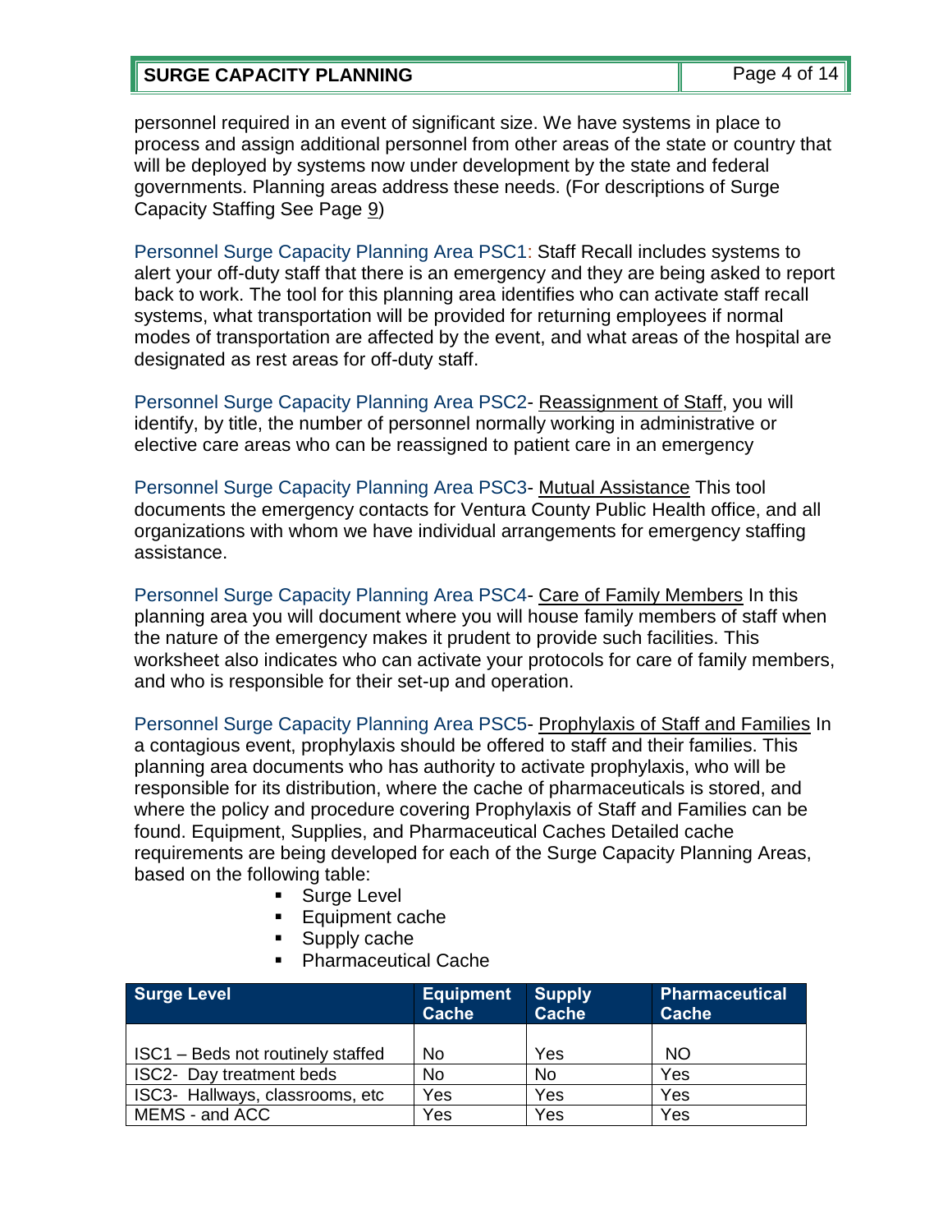personnel required in an event of significant size. We have systems in place to process and assign additional personnel from other areas of the state or country that will be deployed by systems now under development by the state and federal governments. Planning areas address these needs. (For descriptions of Surge Capacity Staffing See Page 9)

Personnel Surge Capacity Planning Area PSC1: Staff Recall includes systems to alert your off-duty staff that there is an emergency and they are being asked to report back to work. The tool for this planning area identifies who can activate staff recall systems, what transportation will be provided for returning employees if normal modes of transportation are affected by the event, and what areas of the hospital are designated as rest areas for off-duty staff.

Personnel Surge Capacity Planning Area PSC2- Reassignment of Staff, you will identify, by title, the number of personnel normally working in administrative or elective care areas who can be reassigned to patient care in an emergency

Personnel Surge Capacity Planning Area PSC3- Mutual Assistance This tool documents the emergency contacts for Ventura County Public Health office, and all organizations with whom we have individual arrangements for emergency staffing assistance.

Personnel Surge Capacity Planning Area PSC4- Care of Family Members In this planning area you will document where you will house family members of staff when the nature of the emergency makes it prudent to provide such facilities. This worksheet also indicates who can activate your protocols for care of family members, and who is responsible for their set-up and operation.

Personnel Surge Capacity Planning Area PSC5- Prophylaxis of Staff and Families In a contagious event, prophylaxis should be offered to staff and their families. This planning area documents who has authority to activate prophylaxis, who will be responsible for its distribution, where the cache of pharmaceuticals is stored, and where the policy and procedure covering Prophylaxis of Staff and Families can be found. Equipment, Supplies, and Pharmaceutical Caches Detailed cache requirements are being developed for each of the Surge Capacity Planning Areas, based on the following table:

- Surge Level
- Equipment cache
- Supply cache
- Pharmaceutical Cache

| Surge Level | Equipment Cache | Supply Cache | Pharmaceutical Cache |
|---|---|---|---|
| ISC1 – Beds not routinely staffed | No | Yes | NO |
| ISC2- Day treatment beds | No | No | Yes |
| ISC3- Hallways, classrooms, etc | Yes | Yes | Yes |
| MEMS - and ACC | Yes | Yes | Yes |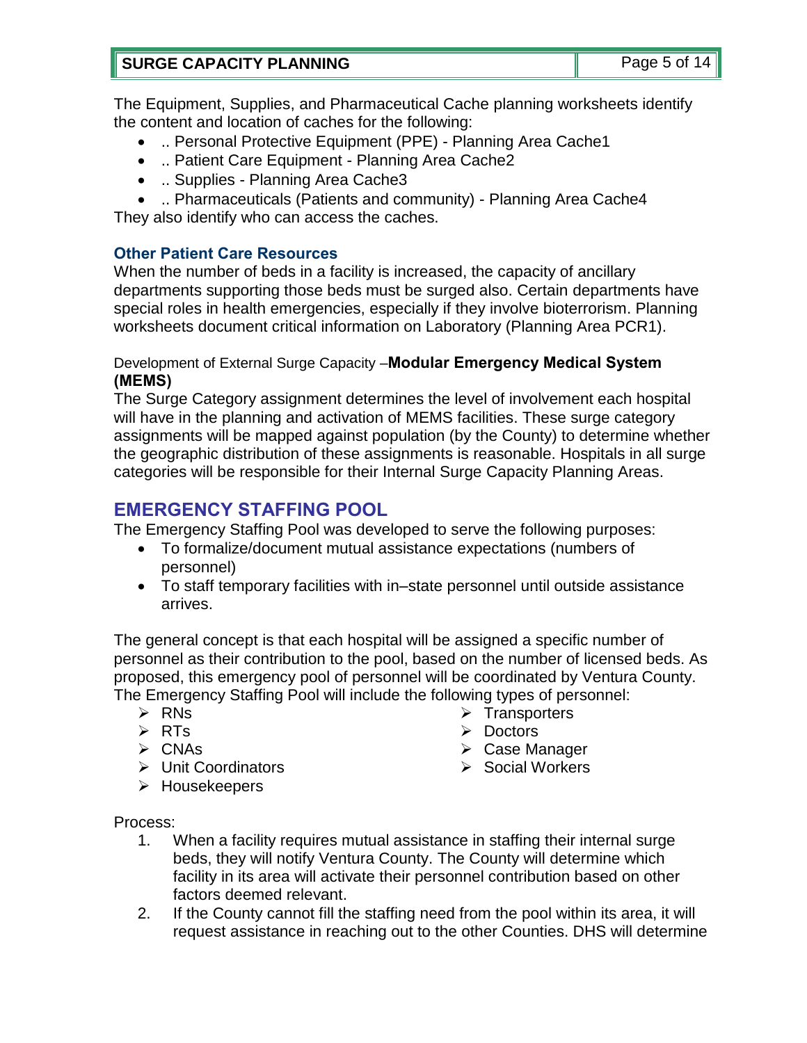The Equipment, Supplies, and Pharmaceutical Cache planning worksheets identify the content and location of caches for the following:

- .. Personal Protective Equipment (PPE) - Planning Area Cache1
- .. Patient Care Equipment - Planning Area Cache2
- .. Supplies - Planning Area Cache3
- .. Pharmaceuticals (Patients and community) - Planning Area Cache4

They also identify who can access the caches.

### Other Patient Care Resources

When the number of beds in a facility is increased, the capacity of ancillary departments supporting those beds must be surged also. Certain departments have special roles in health emergencies, especially if they involve bioterrorism. Planning worksheets document critical information on Laboratory (Planning Area PCR1).

Development of External Surge Capacity –**Modular Emergency Medical System (MEMS)**

The Surge Category assignment determines the level of involvement each hospital will have in the planning and activation of MEMS facilities. These surge category assignments will be mapped against population (by the County) to determine whether the geographic distribution of these assignments is reasonable. Hospitals in all surge categories will be responsible for their Internal Surge Capacity Planning Areas.

## EMERGENCY STAFFING POOL

The Emergency Staffing Pool was developed to serve the following purposes:

- To formalize/document mutual assistance expectations (numbers of personnel)
- To staff temporary facilities with in–state personnel until outside assistance arrives.

The general concept is that each hospital will be assigned a specific number of personnel as their contribution to the pool, based on the number of licensed beds. As proposed, this emergency pool of personnel will be coordinated by Ventura County. The Emergency Staffing Pool will include the following types of personnel:

- RNs
- RTs
- CNAs
- Unit Coordinators
- Housekeepers
- Transporters
- Doctors
- Case Manager
- Social Workers

Process:

1. When a facility requires mutual assistance in staffing their internal surge beds, they will notify Ventura County. The County will determine which facility in its area will activate their personnel contribution based on other factors deemed relevant.
2. If the County cannot fill the staffing need from the pool within its area, it will request assistance in reaching out to the other Counties. DHS will determine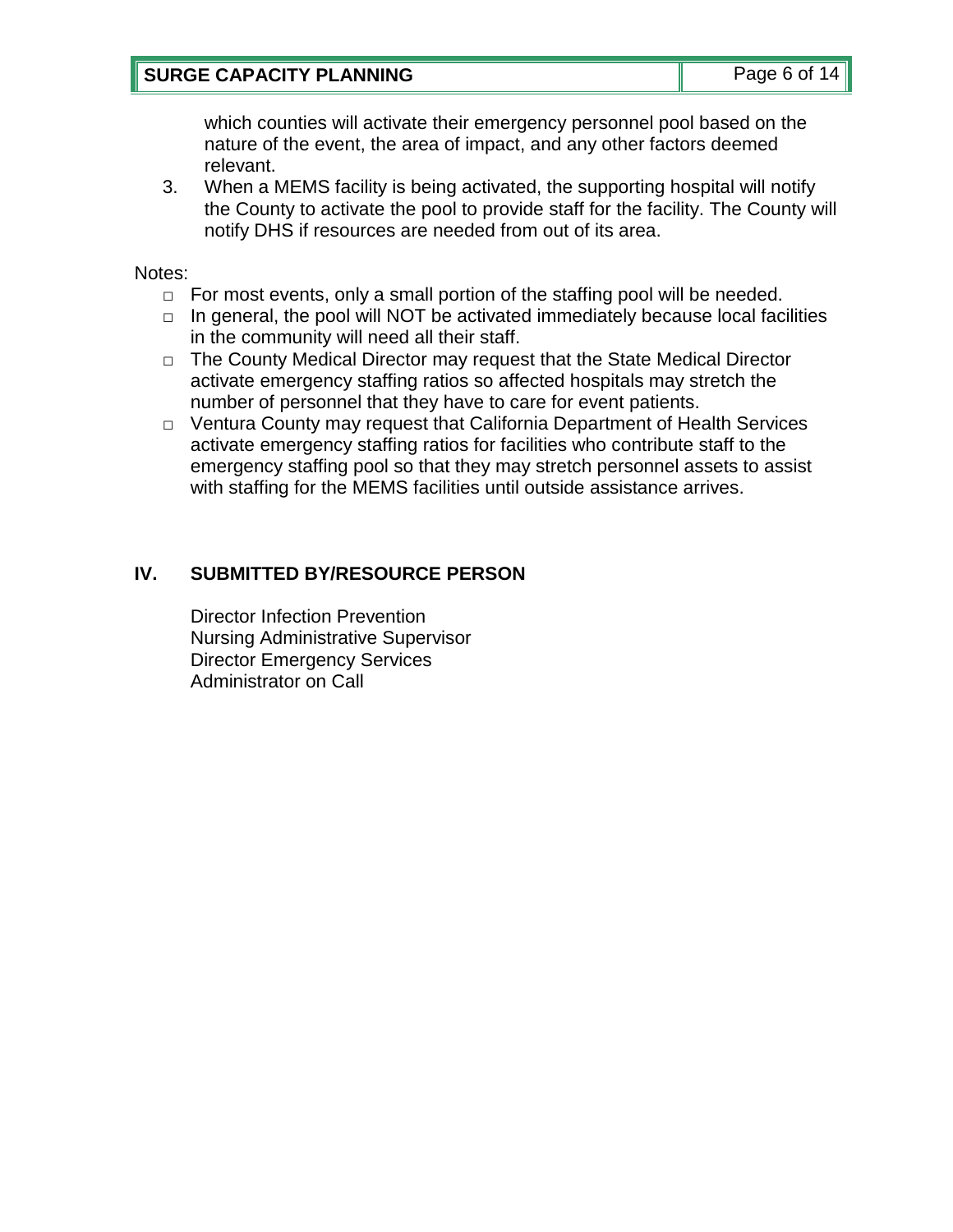which counties will activate their emergency personnel pool based on the nature of the event, the area of impact, and any other factors deemed relevant.

3. When a MEMS facility is being activated, the supporting hospital will notify the County to activate the pool to provide staff for the facility. The County will notify DHS if resources are needed from out of its area.

Notes:

- For most events, only a small portion of the staffing pool will be needed.
- In general, the pool will NOT be activated immediately because local facilities in the community will need all their staff.
- The County Medical Director may request that the State Medical Director activate emergency staffing ratios so affected hospitals may stretch the number of personnel that they have to care for event patients.
- Ventura County may request that California Department of Health Services activate emergency staffing ratios for facilities who contribute staff to the emergency staffing pool so that they may stretch personnel assets to assist with staffing for the MEMS facilities until outside assistance arrives.

## IV. SUBMITTED BY/RESOURCE PERSON

Director Infection Prevention
Nursing Administrative Supervisor
Director Emergency Services
Administrator on Call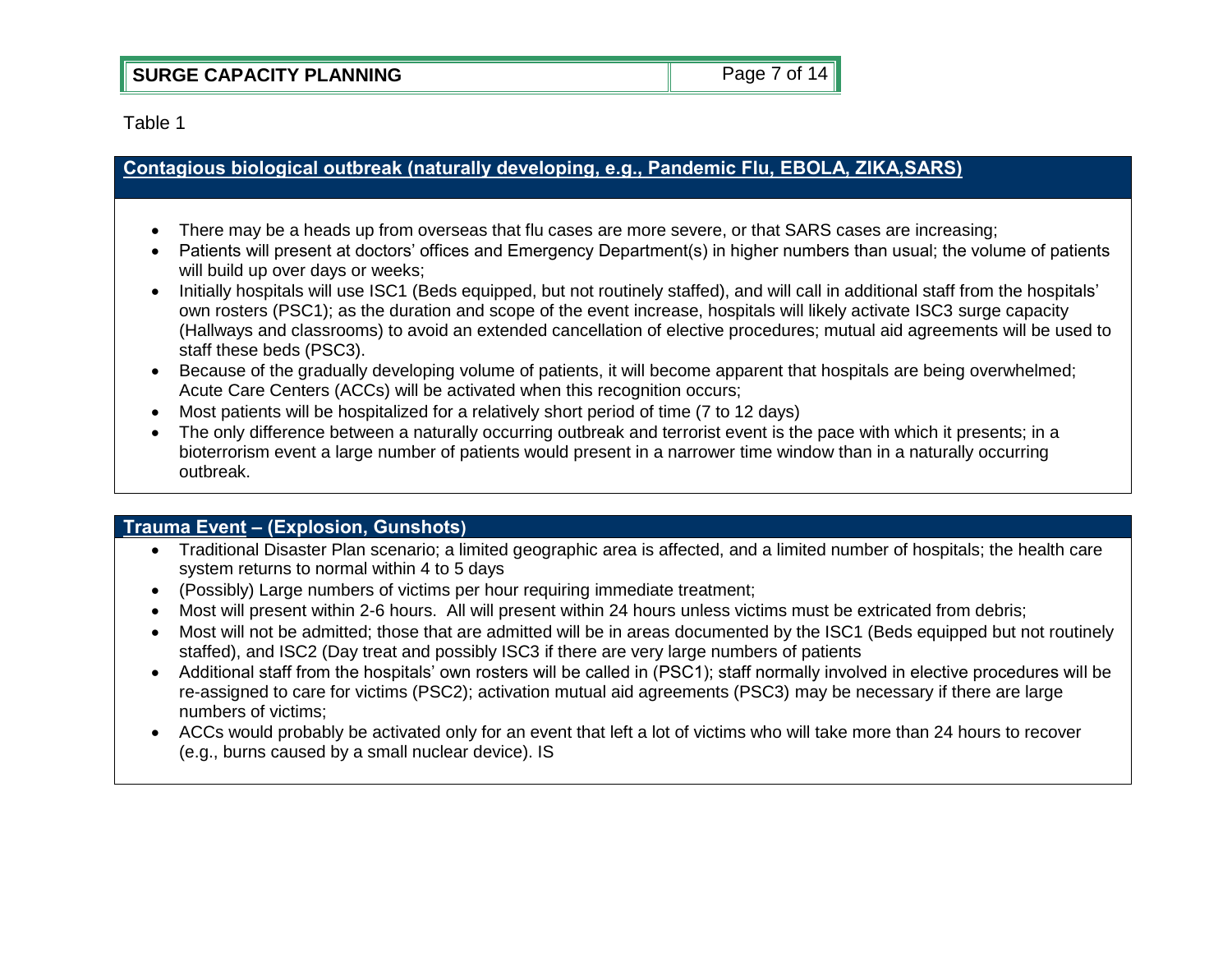Table 1

## Contagious biological outbreak (naturally developing, e.g., Pandemic Flu, EBOLA, ZIKA,SARS)

- There may be a heads up from overseas that flu cases are more severe, or that SARS cases are increasing;
- Patients will present at doctors' offices and Emergency Department(s) in higher numbers than usual; the volume of patients will build up over days or weeks;
- Initially hospitals will use ISC1 (Beds equipped, but not routinely staffed), and will call in additional staff from the hospitals' own rosters (PSC1); as the duration and scope of the event increase, hospitals will likely activate ISC3 surge capacity (Hallways and classrooms) to avoid an extended cancellation of elective procedures; mutual aid agreements will be used to staff these beds (PSC3).
- Because of the gradually developing volume of patients, it will become apparent that hospitals are being overwhelmed; Acute Care Centers (ACCs) will be activated when this recognition occurs;
- Most patients will be hospitalized for a relatively short period of time (7 to 12 days)
- The only difference between a naturally occurring outbreak and terrorist event is the pace with which it presents; in a bioterrorism event a large number of patients would present in a narrower time window than in a naturally occurring outbreak.

## Trauma Event – (Explosion, Gunshots)

- Traditional Disaster Plan scenario; a limited geographic area is affected, and a limited number of hospitals; the health care system returns to normal within 4 to 5 days
- (Possibly) Large numbers of victims per hour requiring immediate treatment;
- Most will present within 2-6 hours. All will present within 24 hours unless victims must be extricated from debris;
- Most will not be admitted; those that are admitted will be in areas documented by the ISC1 (Beds equipped but not routinely staffed), and ISC2 (Day treat and possibly ISC3 if there are very large numbers of patients
- Additional staff from the hospitals' own rosters will be called in (PSC1); staff normally involved in elective procedures will be re-assigned to care for victims (PSC2); activation mutual aid agreements (PSC3) may be necessary if there are large numbers of victims;
- ACCs would probably be activated only for an event that left a lot of victims who will take more than 24 hours to recover (e.g., burns caused by a small nuclear device). IS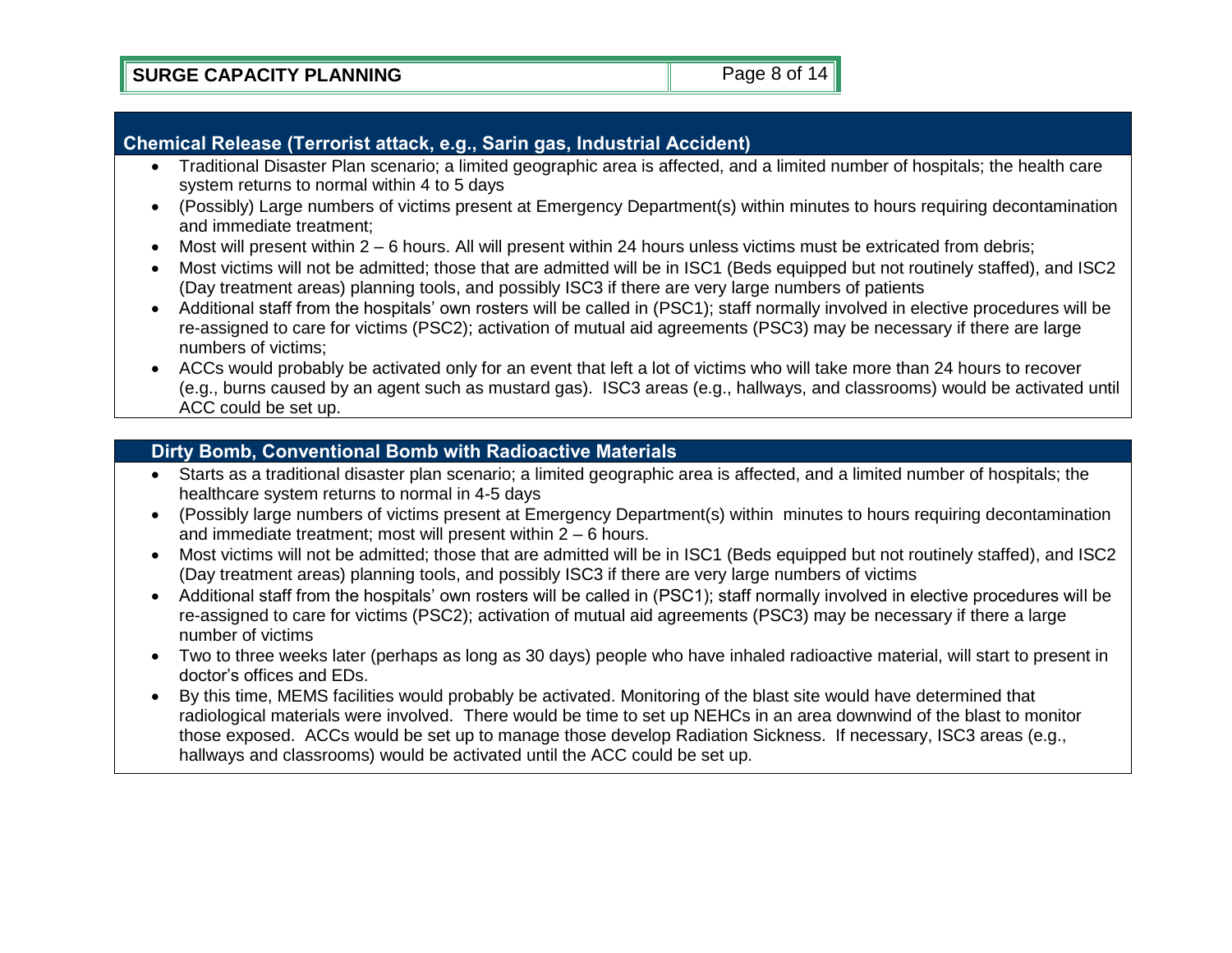## Chemical Release (Terrorist attack, e.g., Sarin gas, Industrial Accident)

- Traditional Disaster Plan scenario; a limited geographic area is affected, and a limited number of hospitals; the health care system returns to normal within 4 to 5 days
- (Possibly) Large numbers of victims present at Emergency Department(s) within minutes to hours requiring decontamination and immediate treatment;
- Most will present within 2 – 6 hours. All will present within 24 hours unless victims must be extricated from debris;
- Most victims will not be admitted; those that are admitted will be in ISC1 (Beds equipped but not routinely staffed), and ISC2 (Day treatment areas) planning tools, and possibly ISC3 if there are very large numbers of patients
- Additional staff from the hospitals' own rosters will be called in (PSC1); staff normally involved in elective procedures will be re-assigned to care for victims (PSC2); activation of mutual aid agreements (PSC3) may be necessary if there are large numbers of victims;
- ACCs would probably be activated only for an event that left a lot of victims who will take more than 24 hours to recover (e.g., burns caused by an agent such as mustard gas). ISC3 areas (e.g., hallways, and classrooms) would be activated until ACC could be set up.

## Dirty Bomb, Conventional Bomb with Radioactive Materials

- Starts as a traditional disaster plan scenario; a limited geographic area is affected, and a limited number of hospitals; the healthcare system returns to normal in 4-5 days
- (Possibly large numbers of victims present at Emergency Department(s) within minutes to hours requiring decontamination and immediate treatment; most will present within 2 – 6 hours.
- Most victims will not be admitted; those that are admitted will be in ISC1 (Beds equipped but not routinely staffed), and ISC2 (Day treatment areas) planning tools, and possibly ISC3 if there are very large numbers of victims
- Additional staff from the hospitals' own rosters will be called in (PSC1); staff normally involved in elective procedures will be re-assigned to care for victims (PSC2); activation of mutual aid agreements (PSC3) may be necessary if there a large number of victims
- Two to three weeks later (perhaps as long as 30 days) people who have inhaled radioactive material, will start to present in doctor's offices and EDs.
- By this time, MEMS facilities would probably be activated. Monitoring of the blast site would have determined that radiological materials were involved. There would be time to set up NEHCs in an area downwind of the blast to monitor those exposed. ACCs would be set up to manage those develop Radiation Sickness. If necessary, ISC3 areas (e.g., hallways and classrooms) would be activated until the ACC could be set up.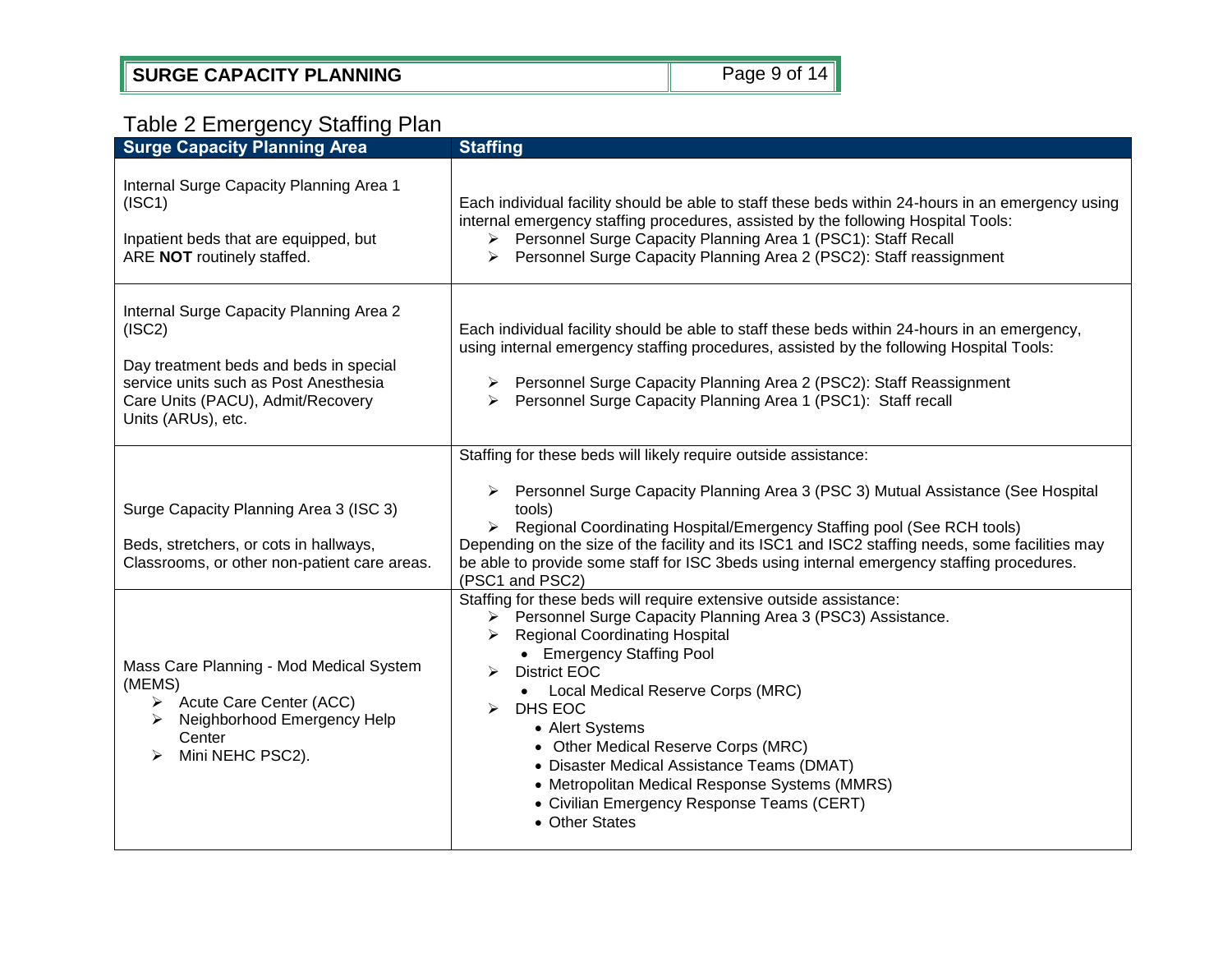## Table 2 Emergency Staffing Plan

| Surge Capacity Planning Area | Staffing |
|---|---|
| Internal Surge Capacity Planning Area 1 (ISC1)<br><br>Inpatient beds that are equipped, but ARE **NOT** routinely staffed. | Each individual facility should be able to staff these beds within 24-hours in an emergency using internal emergency staffing procedures, assisted by the following Hospital Tools:<br>➢ Personnel Surge Capacity Planning Area 1 (PSC1): Staff Recall<br>➢ Personnel Surge Capacity Planning Area 2 (PSC2): Staff reassignment |
| Internal Surge Capacity Planning Area 2 (ISC2)<br><br>Day treatment beds and beds in special service units such as Post Anesthesia Care Units (PACU), Admit/Recovery Units (ARUs), etc. | Each individual facility should be able to staff these beds within 24-hours in an emergency, using internal emergency staffing procedures, assisted by the following Hospital Tools:<br><br>➢ Personnel Surge Capacity Planning Area 2 (PSC2): Staff Reassignment<br>➢ Personnel Surge Capacity Planning Area 1 (PSC1): Staff recall |
| Surge Capacity Planning Area 3 (ISC 3)<br><br>Beds, stretchers, or cots in hallways, Classrooms, or other non-patient care areas. | Staffing for these beds will likely require outside assistance:<br><br>➢ Personnel Surge Capacity Planning Area 3 (PSC 3) Mutual Assistance (See Hospital tools)<br>➢ Regional Coordinating Hospital/Emergency Staffing pool (See RCH tools)<br>Depending on the size of the facility and its ISC1 and ISC2 staffing needs, some facilities may be able to provide some staff for ISC 3beds using internal emergency staffing procedures. (PSC1 and PSC2) |
| Mass Care Planning - Mod Medical System (MEMS)<br>➢ Acute Care Center (ACC)<br>➢ Neighborhood Emergency Help Center<br>➢ Mini NEHC PSC2). | Staffing for these beds will require extensive outside assistance:<br>➢ Personnel Surge Capacity Planning Area 3 (PSC3) Assistance.<br>➢ Regional Coordinating Hospital<br>• Emergency Staffing Pool<br>➢ District EOC<br>• Local Medical Reserve Corps (MRC)<br>➢ DHS EOC<br>• Alert Systems<br>• Other Medical Reserve Corps (MRC)<br>• Disaster Medical Assistance Teams (DMAT)<br>• Metropolitan Medical Response Systems (MMRS)<br>• Civilian Emergency Response Teams (CERT)<br>• Other States |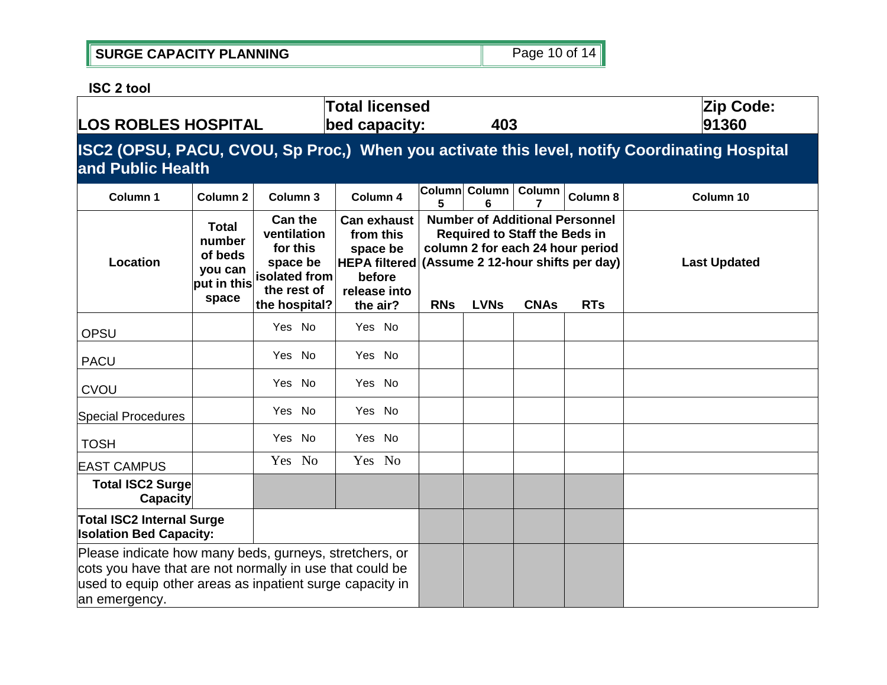**ISC 2 tool**

| LOS ROBLES HOSPITAL | | Total licensed bed capacity: | 403 | | | | | Zip Code: 91360 |
|---|---|---|---|---|---|---|---|---|
| **ISC2 (OPSU, PACU, CVOU, Sp Proc,) When you activate this level, notify Coordinating Hospital and Public Health** | | | | | | | | |
| **Column 1** | **Column 2** | **Column 3** | **Column 4** | **Column 5** | **Column 6** | **Column 7** | **Column 8** | **Column 10** |
| **Location** | **Total number of beds you can put in this space** | **Can the ventilation for this space be isolated from the rest of the hospital?** | **Can exhaust from this space be HEPA filtered before release into the air?** | **Number of Additional Personnel Required to Staff the Beds in column 2 for each 24 hour period (Assume 2 12-hour shifts per day)** | | | | **Last Updated** |
| | | | | **RNs** | **LVNs** | **CNAs** | **RTs** | |
| OPSU | | Yes No | Yes No | | | | | |
| PACU | | Yes No | Yes No | | | | | |
| CVOU | | Yes No | Yes No | | | | | |
| Special Procedures | | Yes No | Yes No | | | | | |
| TOSH | | Yes No | Yes No | | | | | |
| EAST CAMPUS | | Yes No | Yes No | | | | | |
| **Total ISC2 Surge Capacity** | | | | | | | | |
| **Total ISC2 Internal Surge Isolation Bed Capacity:** | | | | | | | | |
| Please indicate how many beds, gurneys, stretchers, or cots you have that are not normally in use that could be used to equip other areas as inpatient surge capacity in an emergency. | | | | | | | | |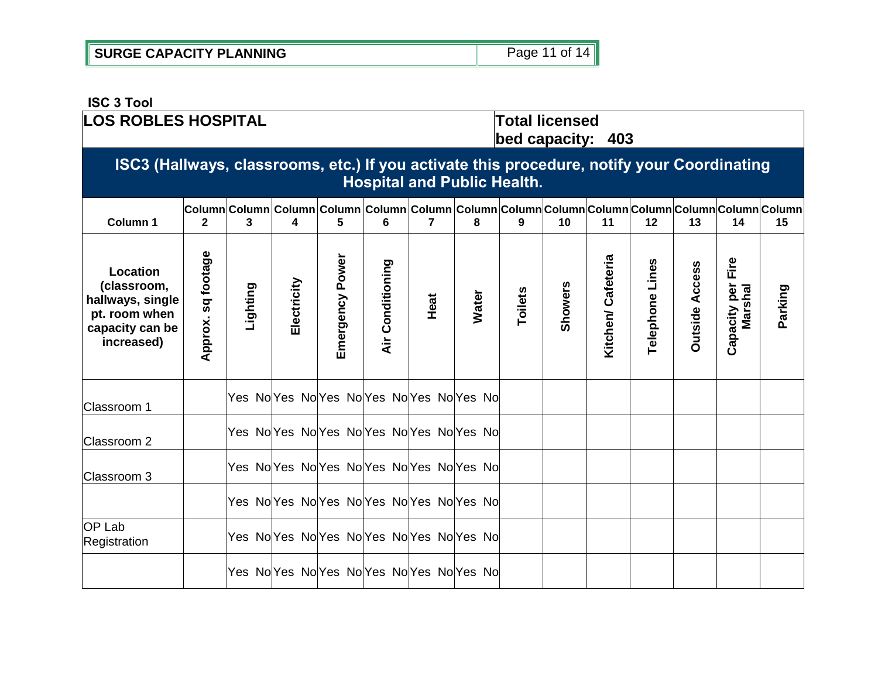**ISC 3 Tool**

| LOS ROBLES HOSPITAL | | | | | | | | | | | Total licensed bed capacity: 403 | | | |
|---|---|---|---|---|---|---|---|---|---|---|---|---|---|---|
| **ISC3 (Hallways, classrooms, etc.) If you activate this procedure, notify your Coordinating Hospital and Public Health.** | | | | | | | | | | | | | | |
| **Column 1** | **Column 2** | **Column 3** | **Column 4** | **Column 5** | **Column 6** | **Column 7** | **Column 8** | **Column 9** | **Column 10** | **Column 11** | **Column 12** | **Column 13** | **Column 14** | **Column 15** |
| **Location (classroom, hallways, single pt. room when capacity can be increased)** | **Approx. sq footage** | **Lighting** | **Electricity** | **Emergency Power** | **Air Conditioning** | **Heat** | **Water** | **Toilets** | **Showers** | **Kitchen/ Cafeteria** | **Telephone Lines** | **Outside Access** | **Capacity per Fire Marshal** | **Parking** |
| Classroom 1 | | Yes No | Yes No | Yes No | Yes No | Yes No | Yes No | | | | | | | |
| Classroom 2 | | Yes No | Yes No | Yes No | Yes No | Yes No | Yes No | | | | | | | |
| Classroom 3 | | Yes No | Yes No | Yes No | Yes No | Yes No | Yes No | | | | | | | |
| | | Yes No | Yes No | Yes No | Yes No | Yes No | Yes No | | | | | | | |
| OP Lab Registration | | Yes No | Yes No | Yes No | Yes No | Yes No | Yes No | | | | | | | |
| | | Yes No | Yes No | Yes No | Yes No | Yes No | Yes No | | | | | | | |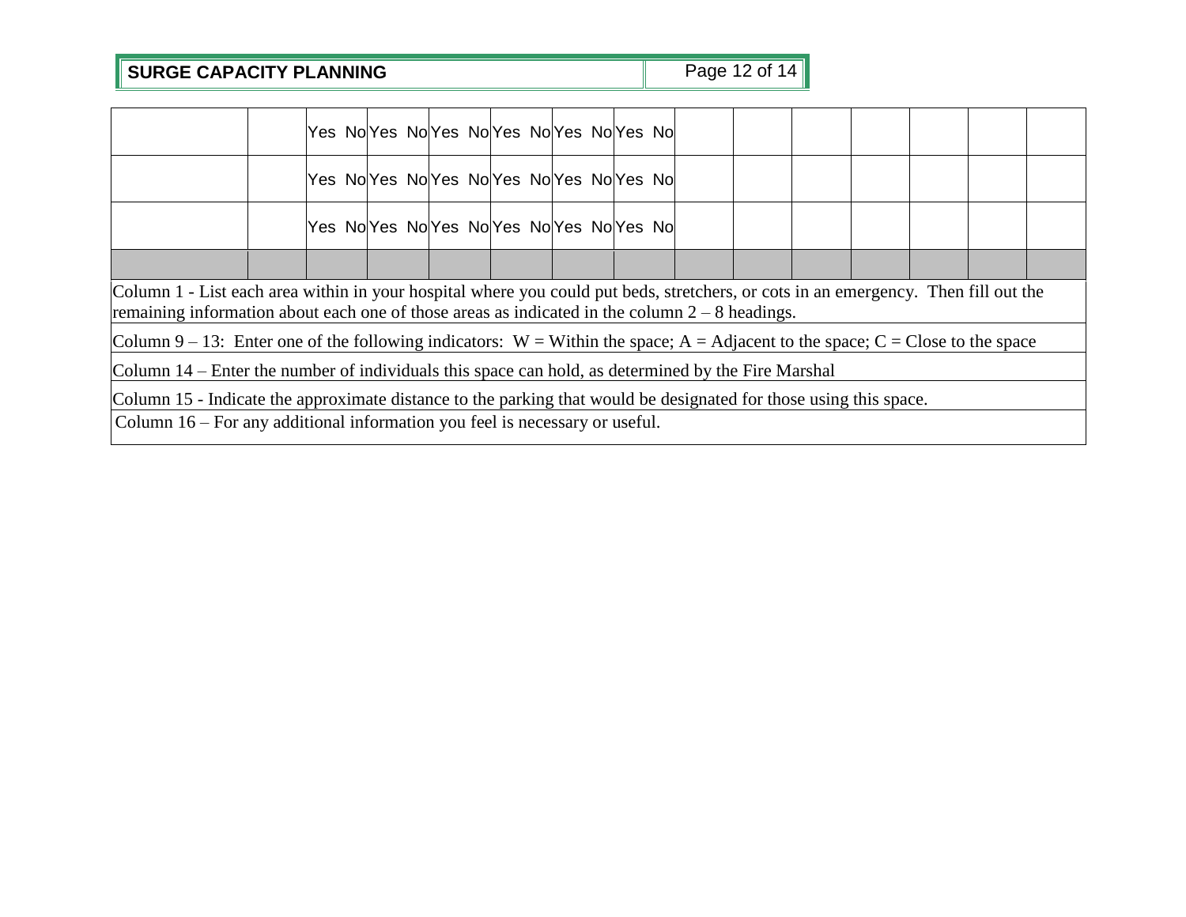| | | | | | | | | | | | | | | |
|---|---|---|---|---|---|---|---|---|---|---|---|---|---|---|
| | | Yes No | Yes No | Yes No | Yes No | Yes No | Yes No | | | | | | | |
| | | Yes No | Yes No | Yes No | Yes No | Yes No | Yes No | | | | | | | |
| | | Yes No | Yes No | Yes No | Yes No | Yes No | Yes No | | | | | | | |
| | | | | | | | | | | | | | | |

Column 1 - List each area within in your hospital where you could put beds, stretchers, or cots in an emergency. Then fill out the remaining information about each one of those areas as indicated in the column 2 – 8 headings.

Column 9 – 13: Enter one of the following indicators: W = Within the space; A = Adjacent to the space; C = Close to the space

Column 14 – Enter the number of individuals this space can hold, as determined by the Fire Marshal

Column 15 - Indicate the approximate distance to the parking that would be designated for those using this space.

Column 16 – For any additional information you feel is necessary or useful.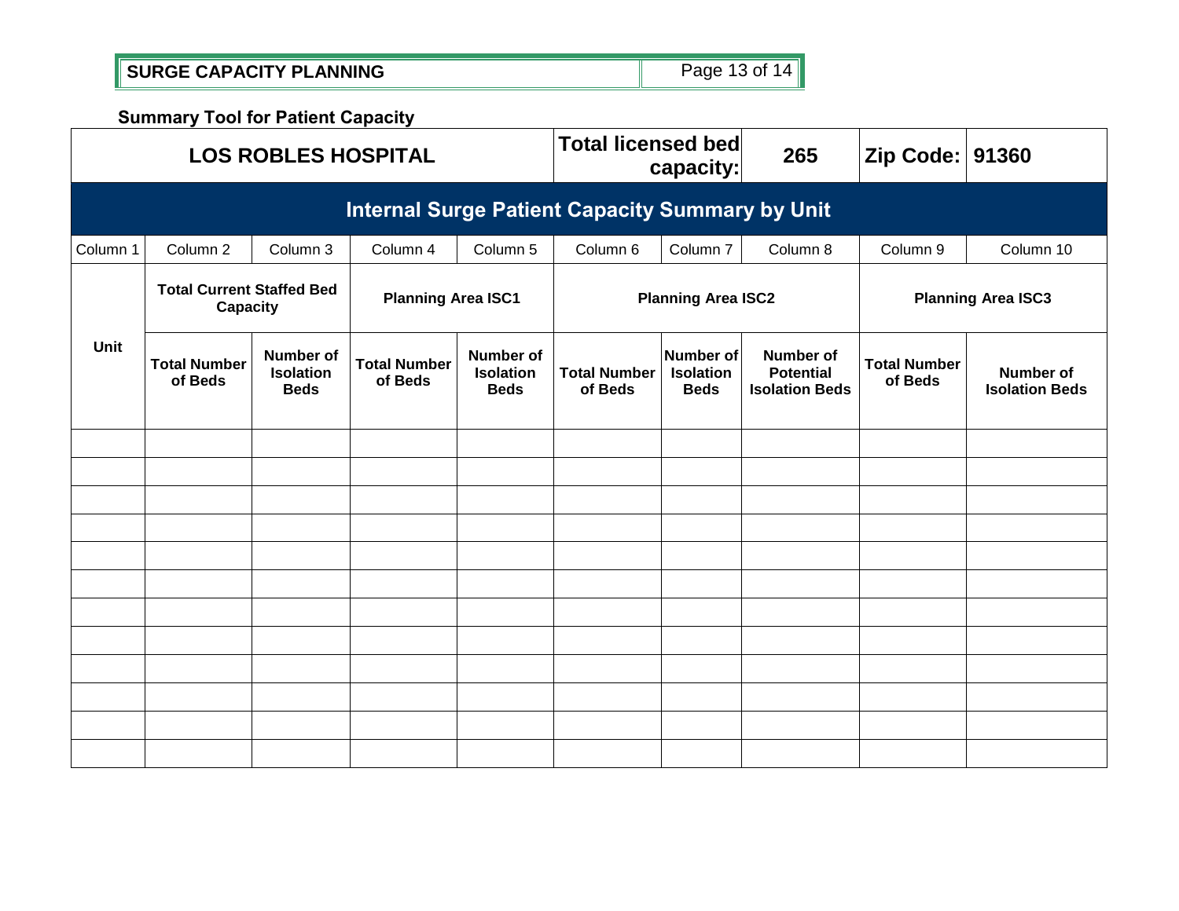**SURGE CAPACITY PLANNING**

**Summary Tool for Patient Capacity**

| **LOS ROBLES HOSPITAL** | | | | | **Total licensed bed capacity:** | | **265** | **Zip Code:** | **91360** |
|---|---|---|---|---|---|---|---|---|---|
| **Internal Surge Patient Capacity Summary by Unit** | | | | | | | | | |
| Column 1 | Column 2 | Column 3 | Column 4 | Column 5 | Column 6 | Column 7 | Column 8 | Column 9 | Column 10 |
| **Unit** | **Total Current Staffed Bed Capacity** | | **Planning Area ISC1** | | **Planning Area ISC2** | | | **Planning Area ISC3** | |
| | **Total Number of Beds** | **Number of Isolation Beds** | **Total Number of Beds** | **Number of Isolation Beds** | **Total Number of Beds** | **Number of Isolation Beds** | **Number of Potential Isolation Beds** | **Total Number of Beds** | **Number of Isolation Beds** |
| | | | | | | | | | |
| | | | | | | | | | |
| | | | | | | | | | |
| | | | | | | | | | |
| | | | | | | | | | |
| | | | | | | | | | |
| | | | | | | | | | |
| | | | | | | | | | |
| | | | | | | | | | |
| | | | | | | | | | |
| | | | | | | | | | |
| | | | | | | | | | |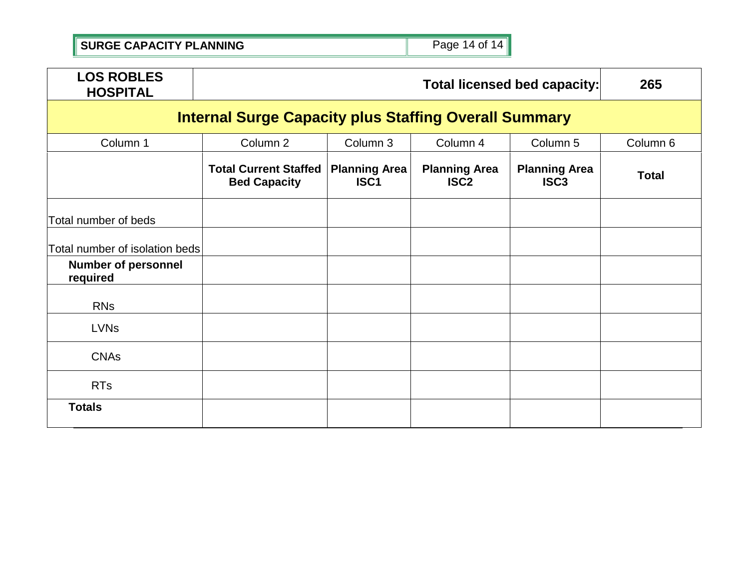| **LOS ROBLES HOSPITAL** | **Total licensed bed capacity:** | **265** |
| --- | --- | --- |

## Internal Surge Capacity plus Staffing Overall Summary

| Column 1 | Column 2 | Column 3 | Column 4 | Column 5 | Column 6 |
| --- | --- | --- | --- | --- | --- |
| | **Total Current Staffed Bed Capacity** | **Planning Area ISC1** | **Planning Area ISC2** | **Planning Area ISC3** | **Total** |
| Total number of beds | | | | | |
| Total number of isolation beds | | | | | |
| **Number of personnel required** | | | | | |
| RNs | | | | | |
| LVNs | | | | | |
| CNAs | | | | | |
| RTs | | | | | |
| **Totals** | | | | | |